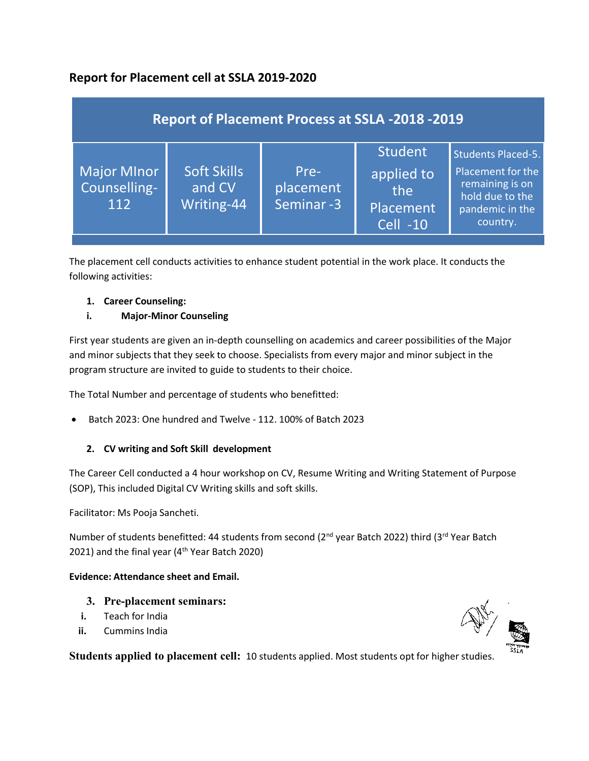## Report for Placement cell at SSLA 2019-2020

| Report of Placement Process at SSLA -2018 -2019 | | | | |
|---|---|---|---|---|
| Major MInor Counselling-112 | Soft Skills and CV Writing-44 | Pre-placement Seminar -3 | Student applied to the Placement Cell -10 | Students Placed-5. Placement for the remaining is on hold due to the pandemic in the country. |

The placement cell conducts activities to enhance student potential in the work place. It conducts the following activities:

1. **Career Counseling:**

   i. **Major-Minor Counseling**

First year students are given an in-depth counselling on academics and career possibilities of the Major and minor subjects that they seek to choose. Specialists from every major and minor subject in the program structure are invited to guide to students to their choice.

The Total Number and percentage of students who benefitted:

- Batch 2023: One hundred and Twelve - 112. 100% of Batch 2023

2. **CV writing and Soft Skill development**

The Career Cell conducted a 4 hour workshop on CV, Resume Writing and Writing Statement of Purpose (SOP), This included Digital CV Writing skills and soft skills.

Facilitator: Ms Pooja Sancheti.

Number of students benefitted: 44 students from second (2nd year Batch 2022) third (3rd Year Batch 2021) and the final year (4th Year Batch 2020)

**Evidence: Attendance sheet and Email.**

3. **Pre-placement seminars:**

   i. Teach for India
   
   ii. Cummins India

**Students applied to placement cell:** 10 students applied. Most students opt for higher studies.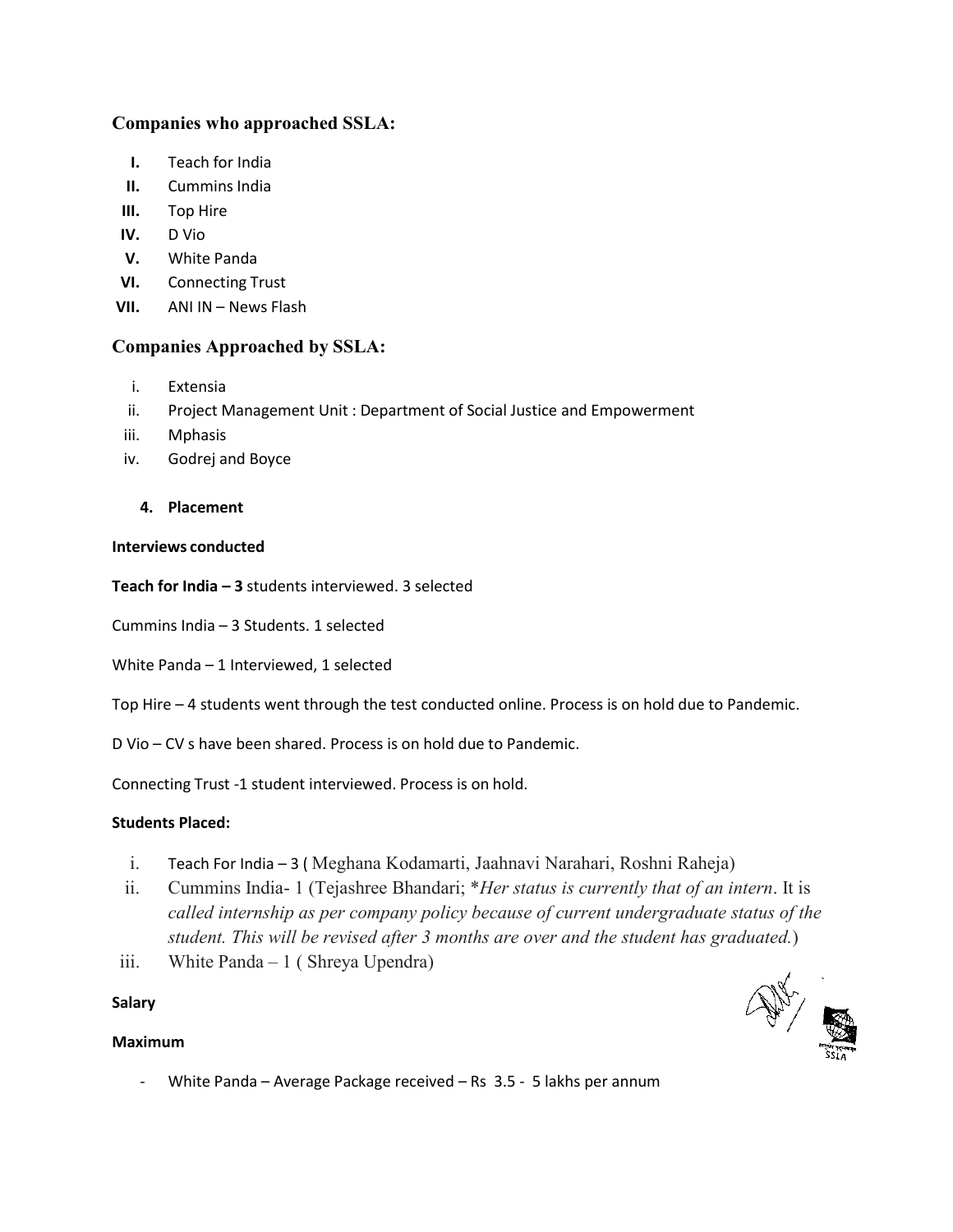## Companies who approached SSLA:

- I. Teach for India
- II. Cummins India
- III. Top Hire
- IV. D Vio
- V. White Panda
- VI. Connecting Trust
- VII. ANI IN – News Flash

## Companies Approached by SSLA:

- i. Extensia
- ii. Project Management Unit : Department of Social Justice and Empowerment
- iii. Mphasis
- iv. Godrej and Boyce

### 4. Placement

**Interviews conducted**

**Teach for India – 3** students interviewed. 3 selected

Cummins India – 3 Students. 1 selected

White Panda – 1 Interviewed, 1 selected

Top Hire – 4 students went through the test conducted online. Process is on hold due to Pandemic.

D Vio – CV s have been shared. Process is on hold due to Pandemic.

Connecting Trust -1 student interviewed. Process is on hold.

**Students Placed:**

- i. Teach For India – 3 ( Meghana Kodamarti, Jaahnavi Narahari, Roshni Raheja)
- ii. Cummins India- 1 (Tejashree Bhandari; **Her status is currently that of an intern*. It is *called internship as per company policy because of current undergraduate status of the student. This will be revised after 3 months are over and the student has graduated.*)
- iii. White Panda – 1 ( Shreya Upendra)

**Salary**

**Maximum**

- White Panda – Average Package received – Rs 3.5 - 5 lakhs per annum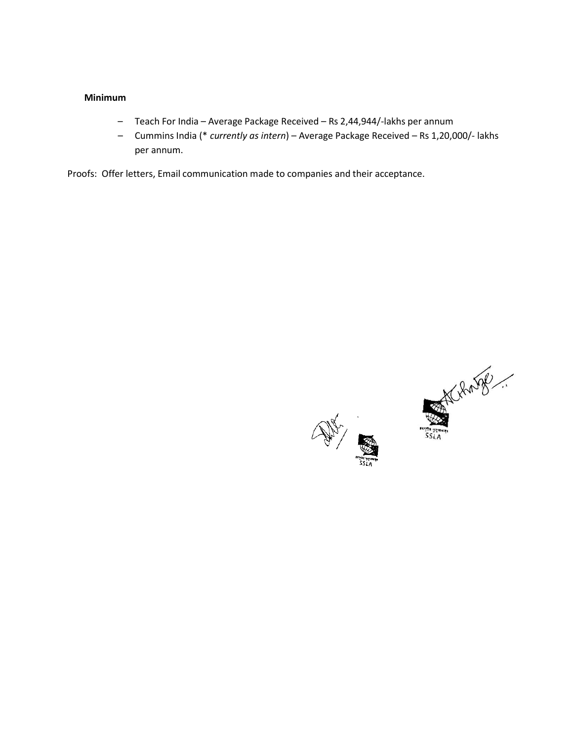**Minimum**

- Teach For India – Average Package Received – Rs 2,44,944/-lakhs per annum
- Cummins India (* *currently as intern*) – Average Package Received – Rs 1,20,000/- lakhs per annum.

Proofs: Offer letters, Email communication made to companies and their acceptance.